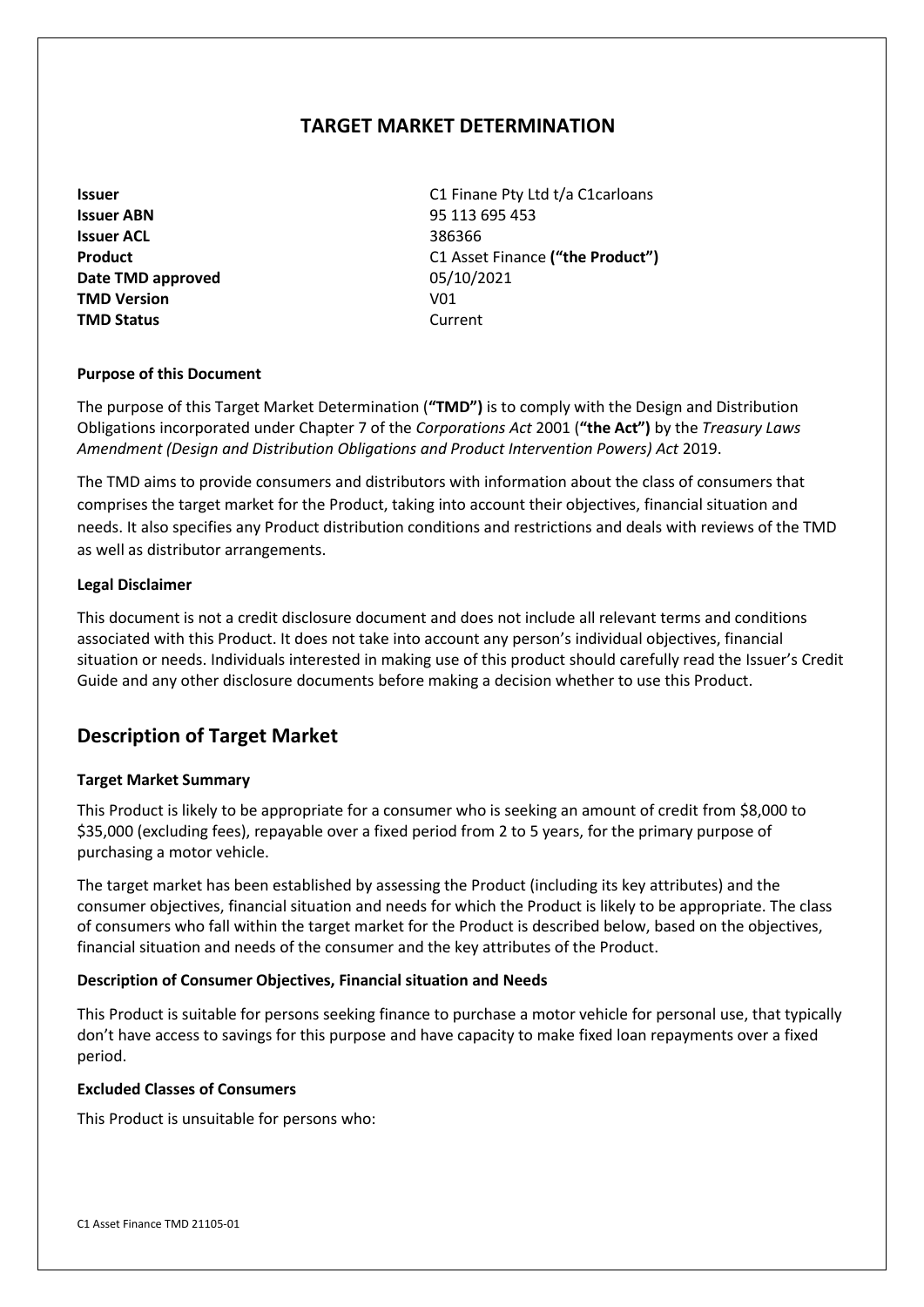# TARGET MARKET DETERMINATION

| | |
|---|---|
| **Issuer** | C1 Finane Pty Ltd t/a C1carloans |
| **Issuer ABN** | 95 113 695 453 |
| **Issuer ACL** | 386366 |
| **Product** | C1 Asset Finance **("the Product")** |
| **Date TMD approved** | 05/10/2021 |
| **TMD Version** | V01 |
| **TMD Status** | Current |

### Purpose of this Document

The purpose of this Target Market Determination (**"TMD")** is to comply with the Design and Distribution Obligations incorporated under Chapter 7 of the *Corporations Act* 2001 (**"the Act")** by the *Treasury Laws Amendment (Design and Distribution Obligations and Product Intervention Powers) Act* 2019.

The TMD aims to provide consumers and distributors with information about the class of consumers that comprises the target market for the Product, taking into account their objectives, financial situation and needs. It also specifies any Product distribution conditions and restrictions and deals with reviews of the TMD as well as distributor arrangements.

### Legal Disclaimer

This document is not a credit disclosure document and does not include all relevant terms and conditions associated with this Product. It does not take into account any person's individual objectives, financial situation or needs. Individuals interested in making use of this product should carefully read the Issuer's Credit Guide and any other disclosure documents before making a decision whether to use this Product.

## Description of Target Market

### Target Market Summary

This Product is likely to be appropriate for a consumer who is seeking an amount of credit from $8,000 to $35,000 (excluding fees), repayable over a fixed period from 2 to 5 years, for the primary purpose of purchasing a motor vehicle.

The target market has been established by assessing the Product (including its key attributes) and the consumer objectives, financial situation and needs for which the Product is likely to be appropriate. The class of consumers who fall within the target market for the Product is described below, based on the objectives, financial situation and needs of the consumer and the key attributes of the Product.

### Description of Consumer Objectives, Financial situation and Needs

This Product is suitable for persons seeking finance to purchase a motor vehicle for personal use, that typically don't have access to savings for this purpose and have capacity to make fixed loan repayments over a fixed period.

### Excluded Classes of Consumers

This Product is unsuitable for persons who: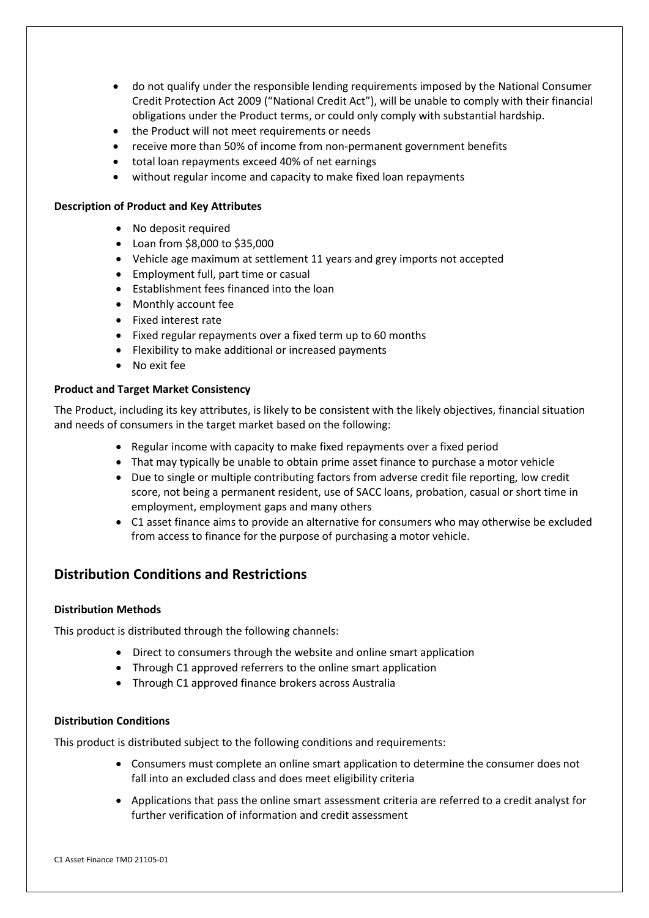- do not qualify under the responsible lending requirements imposed by the National Consumer Credit Protection Act 2009 ("National Credit Act"), will be unable to comply with their financial obligations under the Product terms, or could only comply with substantial hardship.
- the Product will not meet requirements or needs
- receive more than 50% of income from non-permanent government benefits
- total loan repayments exceed 40% of net earnings
- without regular income and capacity to make fixed loan repayments

**Description of Product and Key Attributes**

- No deposit required
- Loan from $8,000 to $35,000
- Vehicle age maximum at settlement 11 years and grey imports not accepted
- Employment full, part time or casual
- Establishment fees financed into the loan
- Monthly account fee
- Fixed interest rate
- Fixed regular repayments over a fixed term up to 60 months
- Flexibility to make additional or increased payments
- No exit fee

**Product and Target Market Consistency**

The Product, including its key attributes, is likely to be consistent with the likely objectives, financial situation and needs of consumers in the target market based on the following:

- Regular income with capacity to make fixed repayments over a fixed period
- That may typically be unable to obtain prime asset finance to purchase a motor vehicle
- Due to single or multiple contributing factors from adverse credit file reporting, low credit score, not being a permanent resident, use of SACC loans, probation, casual or short time in employment, employment gaps and many others
- C1 asset finance aims to provide an alternative for consumers who may otherwise be excluded from access to finance for the purpose of purchasing a motor vehicle.

## Distribution Conditions and Restrictions

**Distribution Methods**

This product is distributed through the following channels:

- Direct to consumers through the website and online smart application
- Through C1 approved referrers to the online smart application
- Through C1 approved finance brokers across Australia

**Distribution Conditions**

This product is distributed subject to the following conditions and requirements:

- Consumers must complete an online smart application to determine the consumer does not fall into an excluded class and does meet eligibility criteria
- Applications that pass the online smart assessment criteria are referred to a credit analyst for further verification of information and credit assessment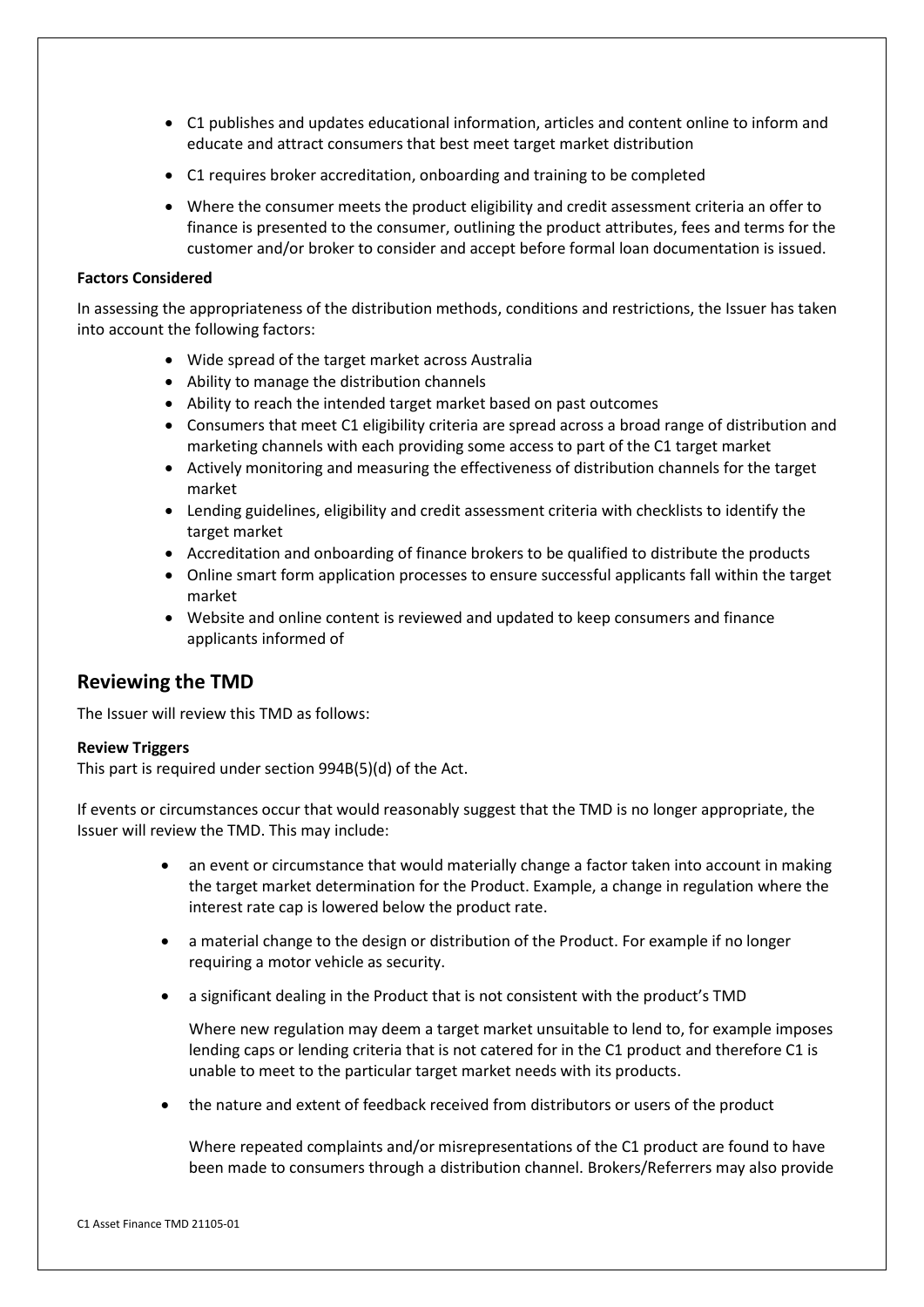- C1 publishes and updates educational information, articles and content online to inform and educate and attract consumers that best meet target market distribution
- C1 requires broker accreditation, onboarding and training to be completed
- Where the consumer meets the product eligibility and credit assessment criteria an offer to finance is presented to the consumer, outlining the product attributes, fees and terms for the customer and/or broker to consider and accept before formal loan documentation is issued.

**Factors Considered**

In assessing the appropriateness of the distribution methods, conditions and restrictions, the Issuer has taken into account the following factors:

- Wide spread of the target market across Australia
- Ability to manage the distribution channels
- Ability to reach the intended target market based on past outcomes
- Consumers that meet C1 eligibility criteria are spread across a broad range of distribution and marketing channels with each providing some access to part of the C1 target market
- Actively monitoring and measuring the effectiveness of distribution channels for the target market
- Lending guidelines, eligibility and credit assessment criteria with checklists to identify the target market
- Accreditation and onboarding of finance brokers to be qualified to distribute the products
- Online smart form application processes to ensure successful applicants fall within the target market
- Website and online content is reviewed and updated to keep consumers and finance applicants informed of

## Reviewing the TMD

The Issuer will review this TMD as follows:

**Review Triggers**
This part is required under section 994B(5)(d) of the Act.

If events or circumstances occur that would reasonably suggest that the TMD is no longer appropriate, the Issuer will review the TMD. This may include:

- an event or circumstance that would materially change a factor taken into account in making the target market determination for the Product. Example, a change in regulation where the interest rate cap is lowered below the product rate.
- a material change to the design or distribution of the Product. For example if no longer requiring a motor vehicle as security.
- a significant dealing in the Product that is not consistent with the product's TMD

  Where new regulation may deem a target market unsuitable to lend to, for example imposes lending caps or lending criteria that is not catered for in the C1 product and therefore C1 is unable to meet to the particular target market needs with its products.

- the nature and extent of feedback received from distributors or users of the product

  Where repeated complaints and/or misrepresentations of the C1 product are found to have been made to consumers through a distribution channel. Brokers/Referrers may also provide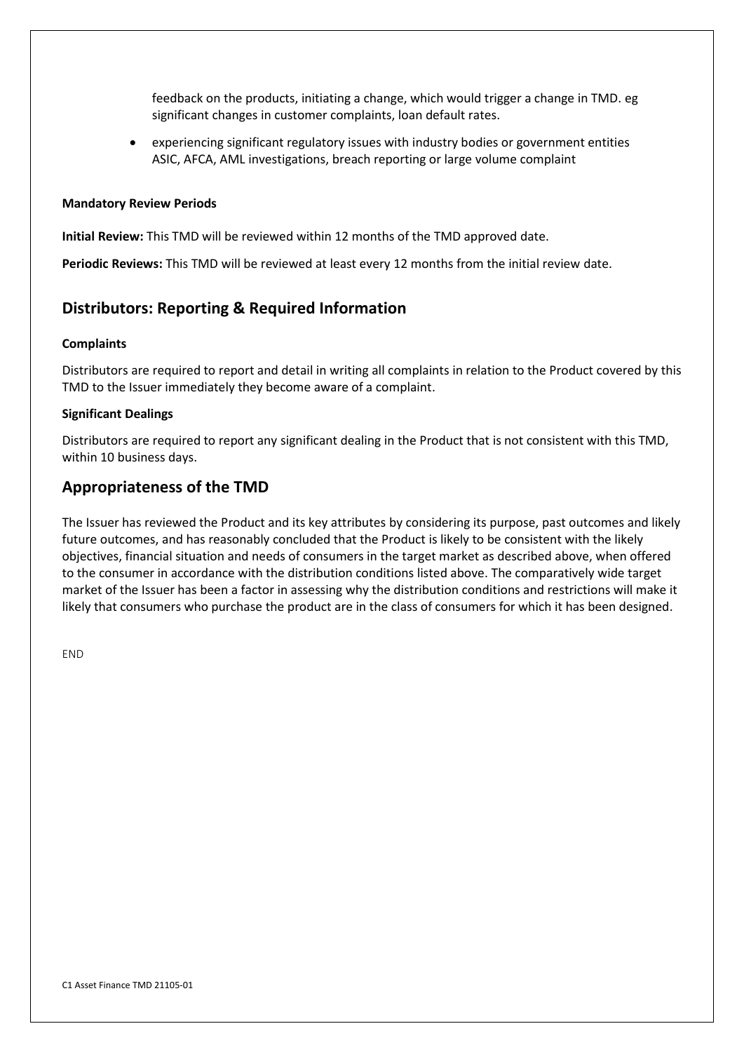feedback on the products, initiating a change, which would trigger a change in TMD. eg significant changes in customer complaints, loan default rates.

- experiencing significant regulatory issues with industry bodies or government entities ASIC, AFCA, AML investigations, breach reporting or large volume complaint

**Mandatory Review Periods**

**Initial Review:** This TMD will be reviewed within 12 months of the TMD approved date.

**Periodic Reviews:** This TMD will be reviewed at least every 12 months from the initial review date.

## Distributors: Reporting & Required Information

**Complaints**

Distributors are required to report and detail in writing all complaints in relation to the Product covered by this TMD to the Issuer immediately they become aware of a complaint.

**Significant Dealings**

Distributors are required to report any significant dealing in the Product that is not consistent with this TMD, within 10 business days.

## Appropriateness of the TMD

The Issuer has reviewed the Product and its key attributes by considering its purpose, past outcomes and likely future outcomes, and has reasonably concluded that the Product is likely to be consistent with the likely objectives, financial situation and needs of consumers in the target market as described above, when offered to the consumer in accordance with the distribution conditions listed above. The comparatively wide target market of the Issuer has been a factor in assessing why the distribution conditions and restrictions will make it likely that consumers who purchase the product are in the class of consumers for which it has been designed.

END